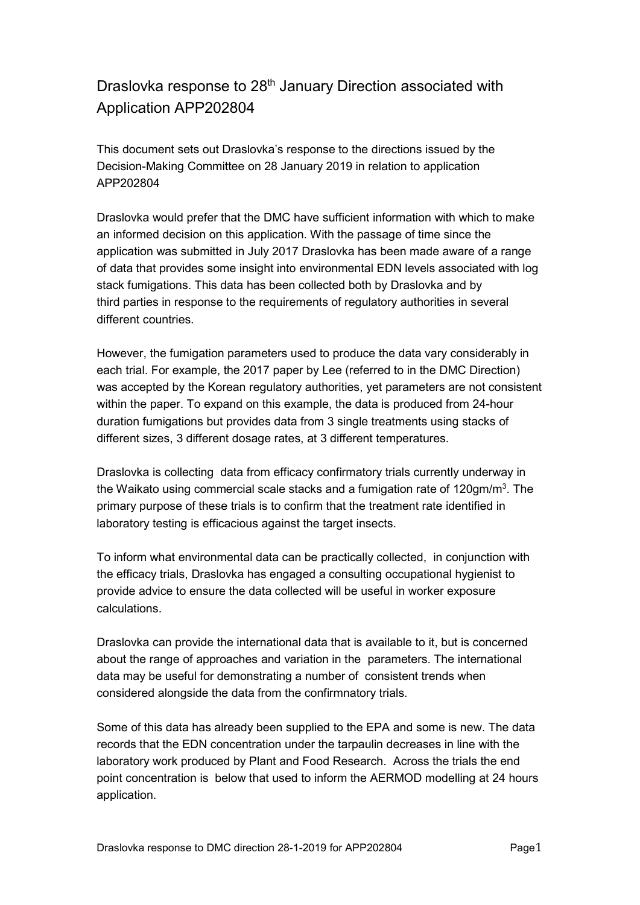# Draslovka response to 28th January Direction associated with Application APP202804

This document sets out Draslovka's response to the directions issued by the Decision-Making Committee on 28 January 2019 in relation to application APP202804

Draslovka would prefer that the DMC have sufficient information with which to make an informed decision on this application. With the passage of time since the application was submitted in July 2017 Draslovka has been made aware of a range of data that provides some insight into environmental EDN levels associated with log stack fumigations. This data has been collected both by Draslovka and by third parties in response to the requirements of regulatory authorities in several different countries.

However, the fumigation parameters used to produce the data vary considerably in each trial. For example, the 2017 paper by Lee (referred to in the DMC Direction) was accepted by the Korean regulatory authorities, yet parameters are not consistent within the paper. To expand on this example, the data is produced from 24-hour duration fumigations but provides data from 3 single treatments using stacks of different sizes, 3 different dosage rates, at 3 different temperatures.

Draslovka is collecting data from efficacy confirmatory trials currently underway in the Waikato using commercial scale stacks and a fumigation rate of $120gm/m^3$. The primary purpose of these trials is to confirm that the treatment rate identified in laboratory testing is efficacious against the target insects.

To inform what environmental data can be practically collected, in conjunction with the efficacy trials, Draslovka has engaged a consulting occupational hygienist to provide advice to ensure the data collected will be useful in worker exposure calculations.

Draslovka can provide the international data that is available to it, but is concerned about the range of approaches and variation in the parameters. The international data may be useful for demonstrating a number of consistent trends when considered alongside the data from the confirmnatory trials.

Some of this data has already been supplied to the EPA and some is new. The data records that the EDN concentration under the tarpaulin decreases in line with the laboratory work produced by Plant and Food Research. Across the trials the end point concentration is below that used to inform the AERMOD modelling at 24 hours application.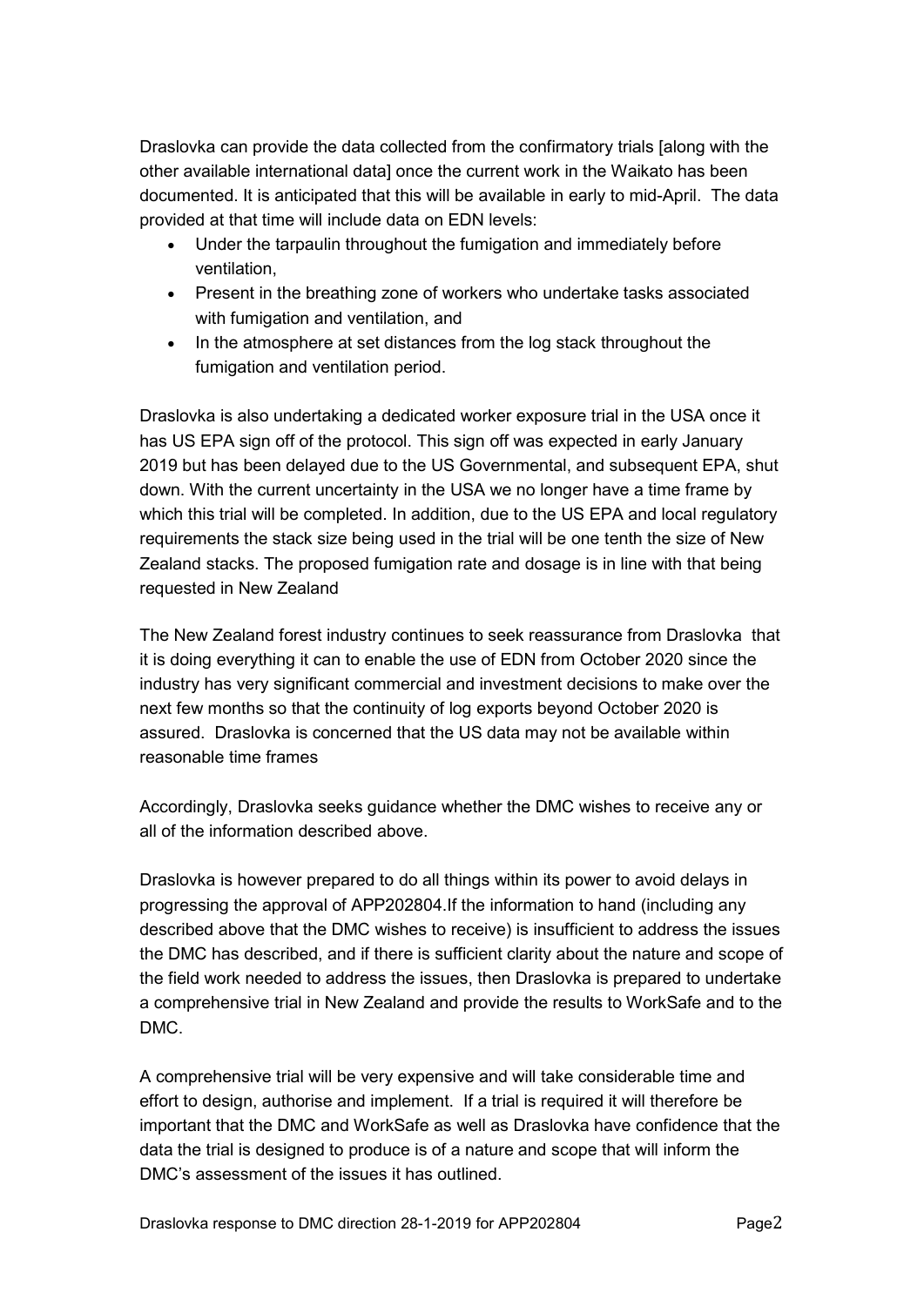Draslovka can provide the data collected from the confirmatory trials [along with the other available international data] once the current work in the Waikato has been documented. It is anticipated that this will be available in early to mid-April. The data provided at that time will include data on EDN levels:

- Under the tarpaulin throughout the fumigation and immediately before ventilation,
- Present in the breathing zone of workers who undertake tasks associated with fumigation and ventilation, and
- In the atmosphere at set distances from the log stack throughout the fumigation and ventilation period.

Draslovka is also undertaking a dedicated worker exposure trial in the USA once it has US EPA sign off of the protocol. This sign off was expected in early January 2019 but has been delayed due to the US Governmental, and subsequent EPA, shut down. With the current uncertainty in the USA we no longer have a time frame by which this trial will be completed. In addition, due to the US EPA and local regulatory requirements the stack size being used in the trial will be one tenth the size of New Zealand stacks. The proposed fumigation rate and dosage is in line with that being requested in New Zealand

The New Zealand forest industry continues to seek reassurance from Draslovka that it is doing everything it can to enable the use of EDN from October 2020 since the industry has very significant commercial and investment decisions to make over the next few months so that the continuity of log exports beyond October 2020 is assured. Draslovka is concerned that the US data may not be available within reasonable time frames

Accordingly, Draslovka seeks guidance whether the DMC wishes to receive any or all of the information described above.

Draslovka is however prepared to do all things within its power to avoid delays in progressing the approval of APP202804.If the information to hand (including any described above that the DMC wishes to receive) is insufficient to address the issues the DMC has described, and if there is sufficient clarity about the nature and scope of the field work needed to address the issues, then Draslovka is prepared to undertake a comprehensive trial in New Zealand and provide the results to WorkSafe and to the DMC.

A comprehensive trial will be very expensive and will take considerable time and effort to design, authorise and implement. If a trial is required it will therefore be important that the DMC and WorkSafe as well as Draslovka have confidence that the data the trial is designed to produce is of a nature and scope that will inform the DMC's assessment of the issues it has outlined.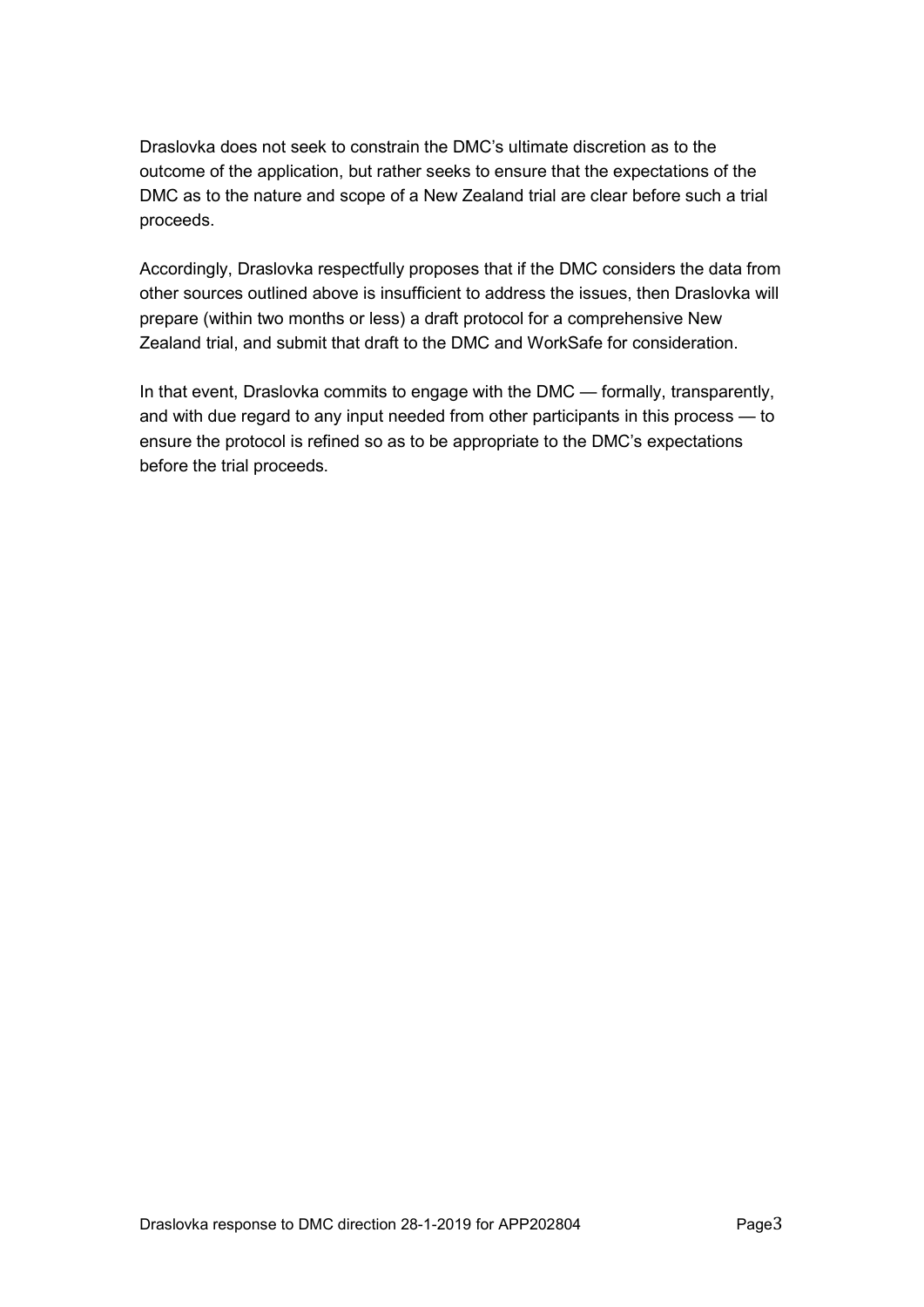Draslovka does not seek to constrain the DMC's ultimate discretion as to the outcome of the application, but rather seeks to ensure that the expectations of the DMC as to the nature and scope of a New Zealand trial are clear before such a trial proceeds.

Accordingly, Draslovka respectfully proposes that if the DMC considers the data from other sources outlined above is insufficient to address the issues, then Draslovka will prepare (within two months or less) a draft protocol for a comprehensive New Zealand trial, and submit that draft to the DMC and WorkSafe for consideration.

In that event, Draslovka commits to engage with the DMC — formally, transparently, and with due regard to any input needed from other participants in this process — to ensure the protocol is refined so as to be appropriate to the DMC's expectations before the trial proceeds.